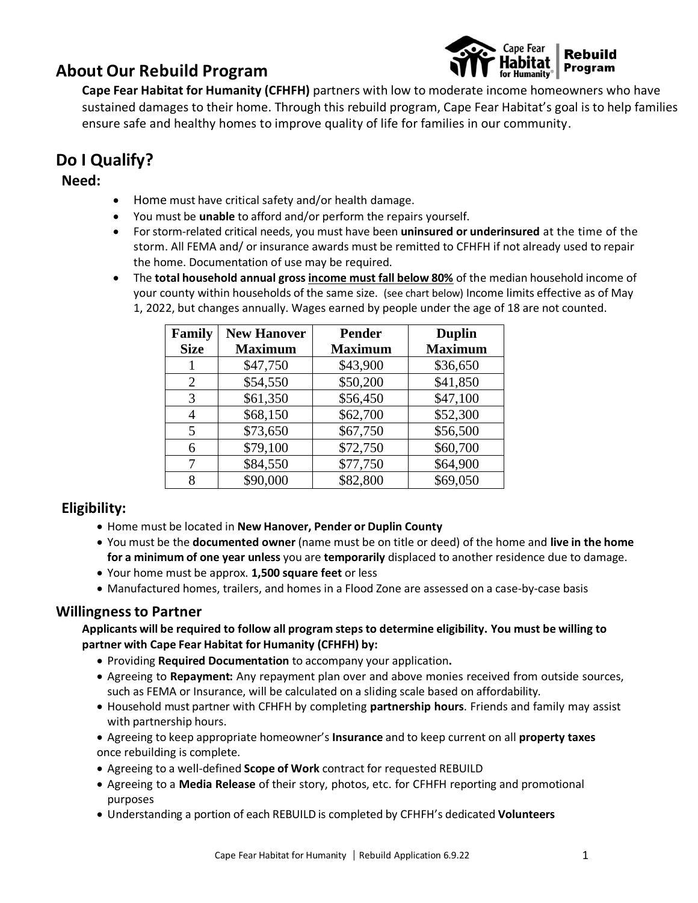## About Our Rebuild Program

**Cape Fear Habitat for Humanity (CFHFH)** partners with low to moderate income homeowners who have sustained damages to their home. Through this rebuild program, Cape Fear Habitat's goal is to help families ensure safe and healthy homes to improve quality of life for families in our community.

## Do I Qualify?

### Need:

- Home must have critical safety and/or health damage.
- You must be **unable** to afford and/or perform the repairs yourself.
- For storm-related critical needs, you must have been **uninsured or underinsured** at the time of the storm. All FEMA and/ or insurance awards must be remitted to CFHFH if not already used to repair the home. Documentation of use may be required.
- The **total household annual gross income must fall below 80%** of the median household income of your county within households of the same size. (see chart below) Income limits effective as of May 1, 2022, but changes annually. Wages earned by people under the age of 18 are not counted.

| Family Size | New Hanover Maximum | Pender Maximum | Duplin Maximum |
|---|---|---|---|
| 1 | $47,750 | $43,900 | $36,650 |
| 2 | $54,550 | $50,200 | $41,850 |
| 3 | $61,350 | $56,450 | $47,100 |
| 4 | $68,150 | $62,700 | $52,300 |
| 5 | $73,650 | $67,750 | $56,500 |
| 6 | $79,100 | $72,750 | $60,700 |
| 7 | $84,550 | $77,750 | $64,900 |
| 8 | $90,000 | $82,800 | $69,050 |

### Eligibility:

- Home must be located in **New Hanover, Pender or Duplin County**
- You must be the **documented owner** (name must be on title or deed) of the home and **live in the home for a minimum of one year unless** you are **temporarily** displaced to another residence due to damage.
- Your home must be approx. **1,500 square feet** or less
- Manufactured homes, trailers, and homes in a Flood Zone are assessed on a case-by-case basis

### Willingness to Partner

**Applicants will be required to follow all program steps to determine eligibility. You must be willing to partner with Cape Fear Habitat for Humanity (CFHFH) by:**

- Providing **Required Documentation** to accompany your application**.**
- Agreeing to **Repayment:** Any repayment plan over and above monies received from outside sources, such as FEMA or Insurance, will be calculated on a sliding scale based on affordability.
- Household must partner with CFHFH by completing **partnership hours**. Friends and family may assist with partnership hours.
- Agreeing to keep appropriate homeowner's **Insurance** and to keep current on all **property taxes** once rebuilding is complete.
- Agreeing to a well-defined **Scope of Work** contract for requested REBUILD
- Agreeing to a **Media Release** of their story, photos, etc. for CFHFH reporting and promotional purposes
- Understanding a portion of each REBUILD is completed by CFHFH's dedicated **Volunteers**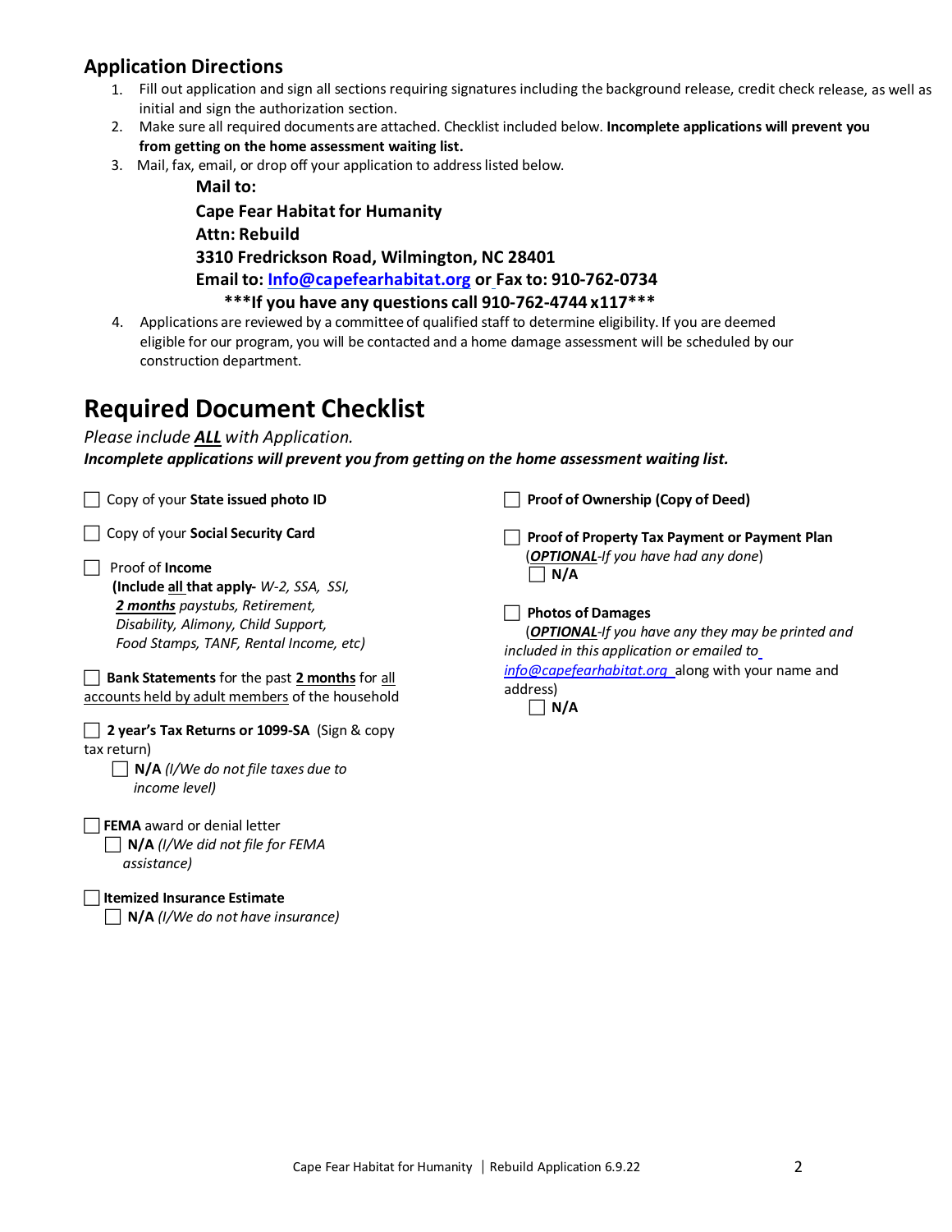## Application Directions

1. Fill out application and sign all sections requiring signatures including the background release, credit check release, as well as initial and sign the authorization section.
2. Make sure all required documents are attached. Checklist included below. **Incomplete applications will prevent you from getting on the home assessment waiting list.**
3. Mail, fax, email, or drop off your application to address listed below.

   **Mail to:**
   **Cape Fear Habitat for Humanity**
   **Attn: Rebuild**
   **3310 Fredrickson Road, Wilmington, NC 28401**
   **Email to: Info@capefearhabitat.org or Fax to: 910-762-0734**
   **\*\*\*If you have any questions call 910-762-4744 x117\*\*\***

4. Applications are reviewed by a committee of qualified staff to determine eligibility. If you are deemed eligible for our program, you will be contacted and a home damage assessment will be scheduled by our construction department.

# Required Document Checklist

*Please include **ALL** with Application.*
***Incomplete applications will prevent you from getting on the home assessment waiting list.***

- ☐ Copy of your **State issued photo ID**
- ☐ Copy of your **Social Security Card**
- ☐ Proof of **Income**
  **(Include all that apply-** *W-2, SSA, SSI, **2 months** paystubs, Retirement, Disability, Alimony, Child Support, Food Stamps, TANF, Rental Income, etc)*
- ☐ **Bank Statements** for the past **2 months** for all accounts held by adult members of the household
- ☐ **2 year's Tax Returns or 1099-SA** (Sign & copy tax return)
  - ☐ **N/A** *(I/We do not file taxes due to income level)*
- ☐ **FEMA** award or denial letter
  - ☐ **N/A** *(I/We did not file for FEMA assistance)*
- ☐ **Itemized Insurance Estimate**
  - ☐ **N/A** *(I/We do not have insurance)*
- ☐ **Proof of Ownership (Copy of Deed)**
- ☐ **Proof of Property Tax Payment or Payment Plan**
  (***OPTIONAL****-If you have had any done*)
  - ☐ **N/A**
- ☐ **Photos of Damages**
  (***OPTIONAL****-If you have any they may be printed and included in this application or emailed to info@capefearhabitat.org* along with your name and address)
  - ☐ **N/A**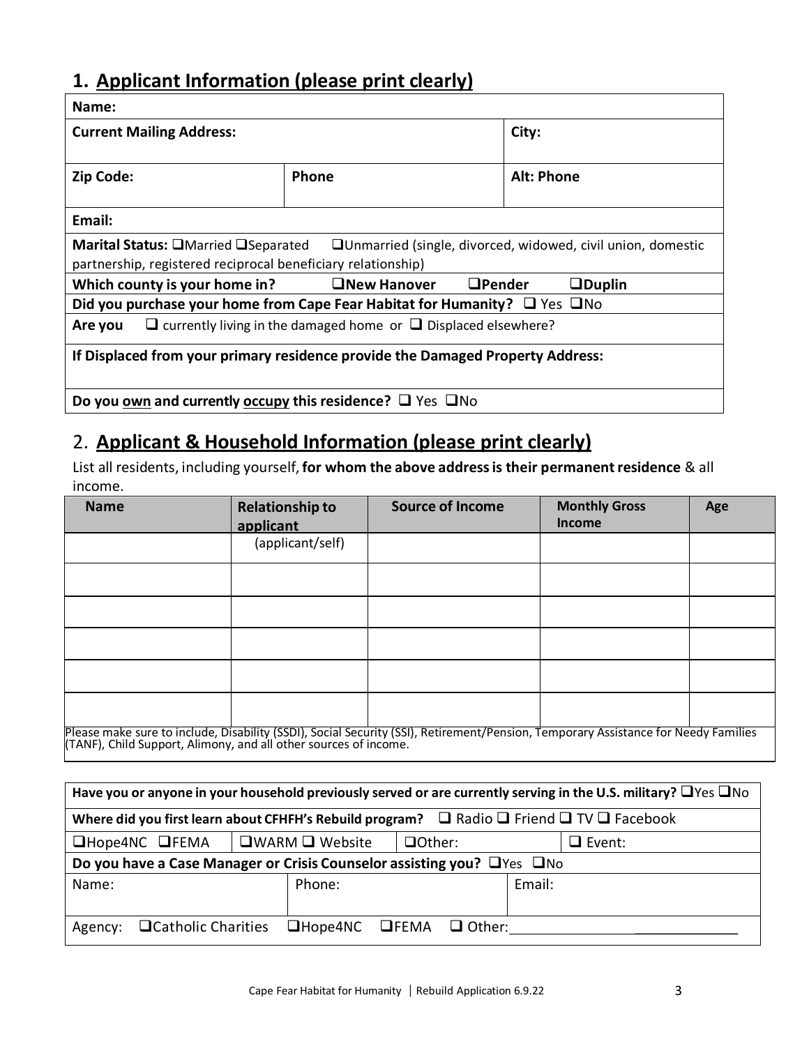## 1. Applicant Information (please print clearly)

| **Name:** | | |
|---|---|---|
| **Current Mailing Address:** | | **City:** |
| **Zip Code:** | **Phone** | **Alt: Phone** |
| **Email:** | | |

**Marital Status:** ❑Married ❑Separated ❑Unmarried (single, divorced, widowed, civil union, domestic partnership, registered reciprocal beneficiary relationship)

**Which county is your home in?** ❑**New Hanover** ❑**Pender** ❑**Duplin**

**Did you purchase your home from Cape Fear Habitat for Humanity?** ❑ Yes ❑No

**Are you** ❑ currently living in the damaged home or ❑ Displaced elsewhere?

**If Displaced from your primary residence provide the Damaged Property Address:**

**Do you own and currently occupy this residence?** ❑ Yes ❑No

## 2. Applicant & Household Information (please print clearly)

List all residents, including yourself, **for whom the above address is their permanent residence** & all income.

| Name | Relationship to applicant | Source of Income | Monthly Gross Income | Age |
|---|---|---|---|---|
| | (applicant/self) | | | |
| | | | | |
| | | | | |
| | | | | |
| | | | | |
| | | | | |

Please make sure to include, Disability (SSDI), Social Security (SSI), Retirement/Pension, Temporary Assistance for Needy Families (TANF), Child Support, Alimony, and all other sources of income.

**Have you or anyone in your household previously served or are currently serving in the U.S. military?** ❑Yes ❑No

**Where did you first learn about CFHFH's Rebuild program?** ❑ Radio ❑ Friend ❑ TV ❑ Facebook

❑Hope4NC ❑FEMA ❑WARM ❑ Website ❑Other: ❑ Event:

**Do you have a Case Manager or Crisis Counselor assisting you?** ❑Yes ❑No

| Name: | Phone: | Email: |
|---|---|---|

Agency: ❑Catholic Charities ❑Hope4NC ❑FEMA ❑ Other: ____________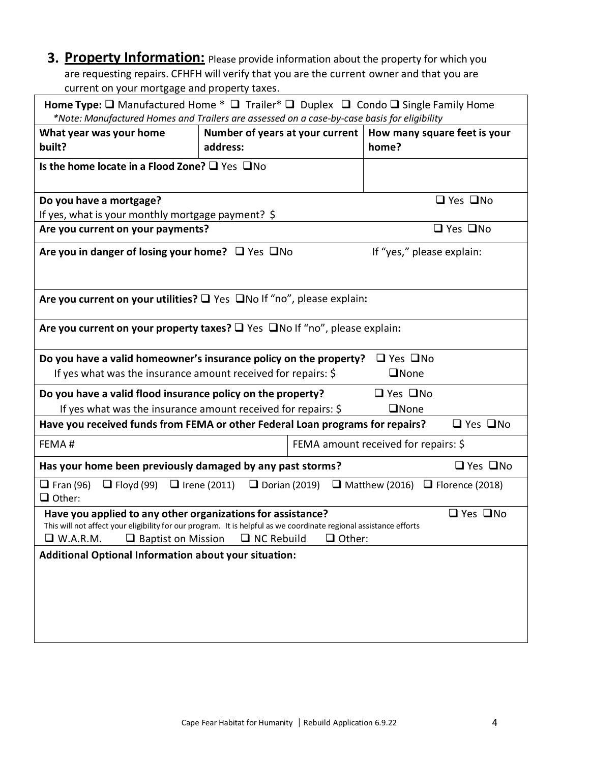## 3. Property Information:

Please provide information about the property for which you are requesting repairs. CFHFH will verify that you are the current owner and that you are current on your mortgage and property taxes.

**Home Type:** ❑ Manufactured Home * ❑ Trailer* ❑ Duplex ❑ Condo ❑ Single Family Home
*\*Note: Manufactured Homes and Trailers are assessed on a case-by-case basis for eligibility*

| What year was your home built? | Number of years at your current address: | How many square feet is your home? |
|---|---|---|
| **Is the home locate in a Flood Zone?** ❑ Yes ❑No | | |

**Do you have a mortgage?** ❑ Yes ❑No
If yes, what is your monthly mortgage payment? $

**Are you current on your payments?** ❑ Yes ❑No

**Are you in danger of losing your home?** ❑ Yes ❑No If "yes," please explain:

**Are you current on your utilities?** ❑ Yes ❑No If "no", please explain**:**

**Are you current on your property taxes?** ❑ Yes ❑No If "no", please explain**:**

**Do you have a valid homeowner's insurance policy on the property?** ❑ Yes ❑No
If yes what was the insurance amount received for repairs: $ ❑None

**Do you have a valid flood insurance policy on the property?** ❑ Yes ❑No
If yes what was the insurance amount received for repairs: $ ❑None

**Have you received funds from FEMA or other Federal Loan programs for repairs?** ❑ Yes ❑No

| FEMA # | FEMA amount received for repairs: $ |
|---|---|

**Has your home been previously damaged by any past storms?** ❑ Yes ❑No

❑ Fran (96) ❑ Floyd (99) ❑ Irene (2011) ❑ Dorian (2019) ❑ Matthew (2016) ❑ Florence (2018)
❑ Other:

**Have you applied to any other organizations for assistance?** ❑ Yes ❑No
This will not affect your eligibility for our program. It is helpful as we coordinate regional assistance efforts
❑ W.A.R.M. ❑ Baptist on Mission ❑ NC Rebuild ❑ Other:

**Additional Optional Information about your situation:**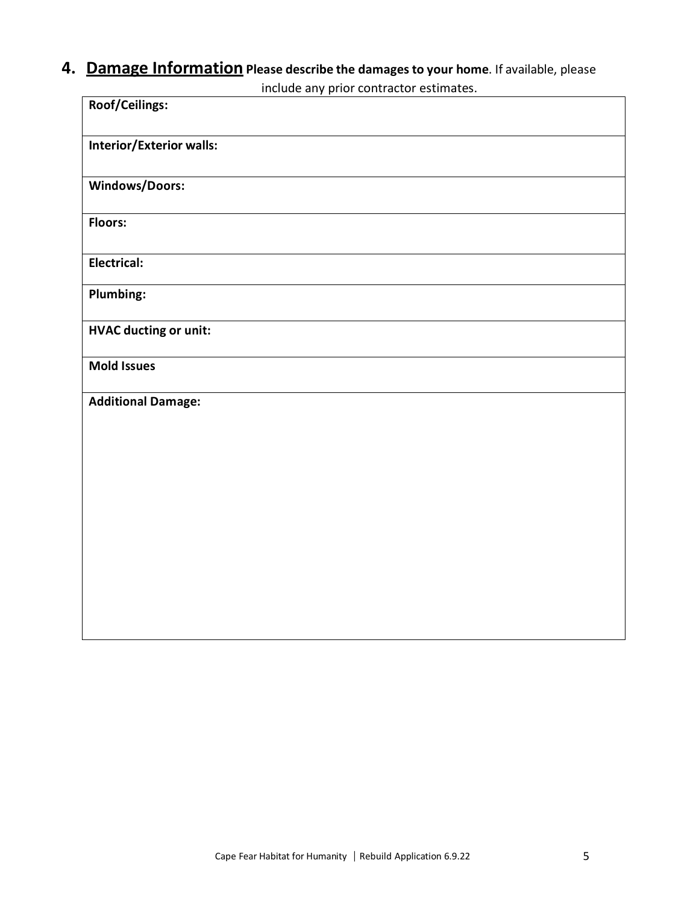## 4. Damage Information

**Please describe the damages to your home**. If available, please include any prior contractor estimates.

| **Roof/Ceilings:** |
| --- |
| **Interior/Exterior walls:** |
| **Windows/Doors:** |
| **Floors:** |
| **Electrical:** |
| **Plumbing:** |
| **HVAC ducting or unit:** |
| **Mold Issues** |
| **Additional Damage:** |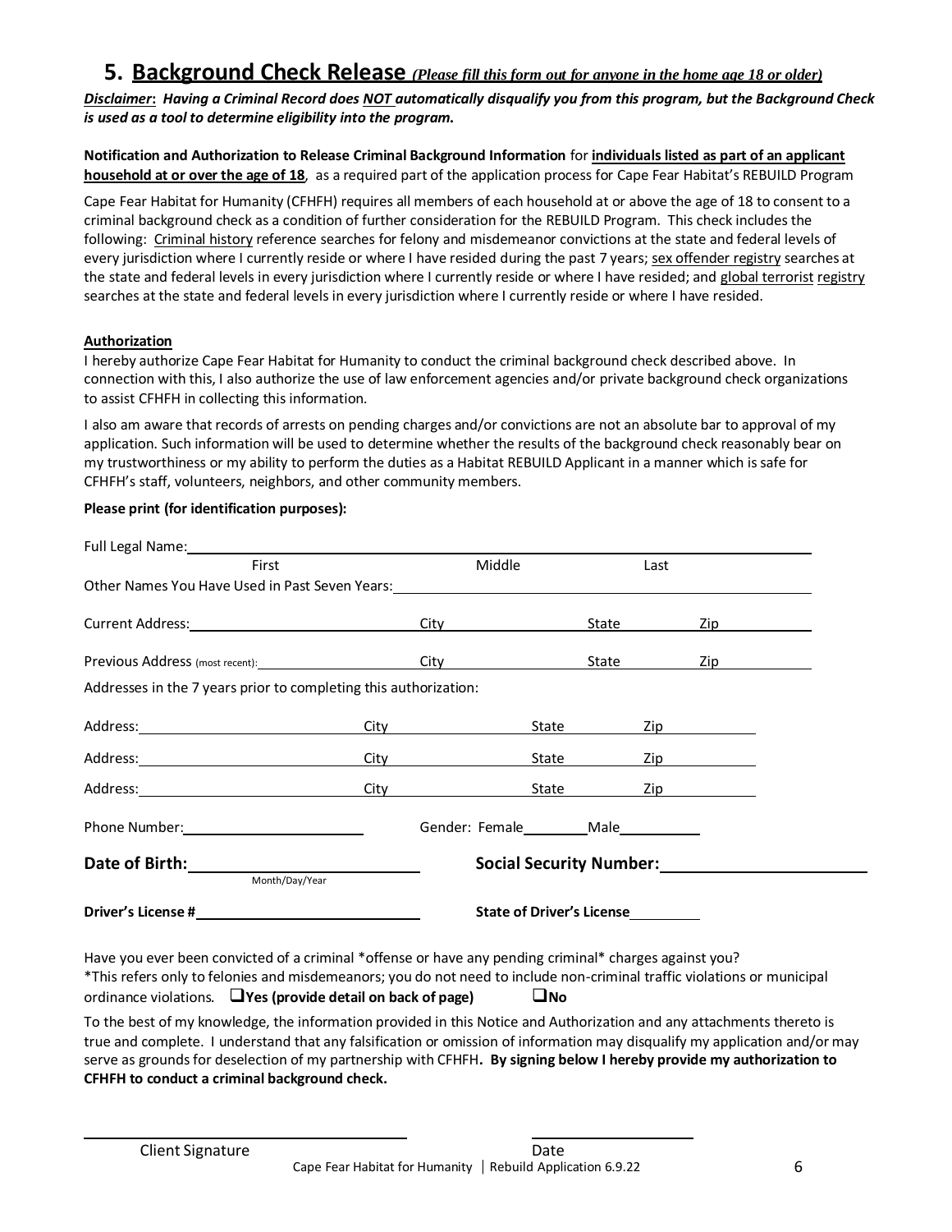## 5. <u>Background Check Release</u> *(Please fill this form out for anyone in the home age 18 or older)*

***<u>Disclaimer</u>: Having a Criminal Record does <u>NOT</u> automatically disqualify you from this program, but the Background Check is used as a tool to determine eligibility into the program.***

**Notification and Authorization to Release Criminal Background Information** for **<u>individuals listed as part of an applicant household at or over the age of 18</u>**, as a required part of the application process for Cape Fear Habitat's REBUILD Program

Cape Fear Habitat for Humanity (CFHFH) requires all members of each household at or above the age of 18 to consent to a criminal background check as a condition of further consideration for the REBUILD Program. This check includes the following: <u>Criminal history</u> reference searches for felony and misdemeanor convictions at the state and federal levels of every jurisdiction where I currently reside or where I have resided during the past 7 years; <u>sex offender registry</u> searches at the state and federal levels in every jurisdiction where I currently reside or where I have resided; and <u>global terrorist registry</u> searches at the state and federal levels in every jurisdiction where I currently reside or where I have resided.

**<u>Authorization</u>**

I hereby authorize Cape Fear Habitat for Humanity to conduct the criminal background check described above. In connection with this, I also authorize the use of law enforcement agencies and/or private background check organizations to assist CFHFH in collecting this information.

I also am aware that records of arrests on pending charges and/or convictions are not an absolute bar to approval of my application. Such information will be used to determine whether the results of the background check reasonably bear on my trustworthiness or my ability to perform the duties as a Habitat REBUILD Applicant in a manner which is safe for CFHFH's staff, volunteers, neighbors, and other community members.

**Please print (for identification purposes):**

Full Legal Name: ______________________________________________
First Middle Last

Other Names You Have Used in Past Seven Years: ______________________

Current Address: ____________________ City __________ State ______ Zip ______

Previous Address (most recent): ____________________ City __________ State ______ Zip ______

Addresses in the 7 years prior to completing this authorization:

Address: ____________________ City __________ State ______ Zip ______

Address: ____________________ City __________ State ______ Zip ______

Address: ____________________ City __________ State ______ Zip ______

Phone Number: ____________________ Gender: Female ________ Male ________

**Date of Birth:** ____________________ **Social Security Number:** ____________________
Month/Day/Year

**Driver's License #** ____________________ **State of Driver's License** ________

Have you ever been convicted of a criminal *offense or have any pending criminal* charges against you?
*This refers only to felonies and misdemeanors; you do not need to include non-criminal traffic violations or municipal ordinance violations. ☐ **Yes (provide detail on back of page)** ☐ **No**

To the best of my knowledge, the information provided in this Notice and Authorization and any attachments thereto is true and complete. I understand that any falsification or omission of information may disqualify my application and/or may serve as grounds for deselection of my partnership with CFHFH. **By signing below I hereby provide my authorization to CFHFH to conduct a criminal background check.**

______________________________ ____________________
Client Signature Date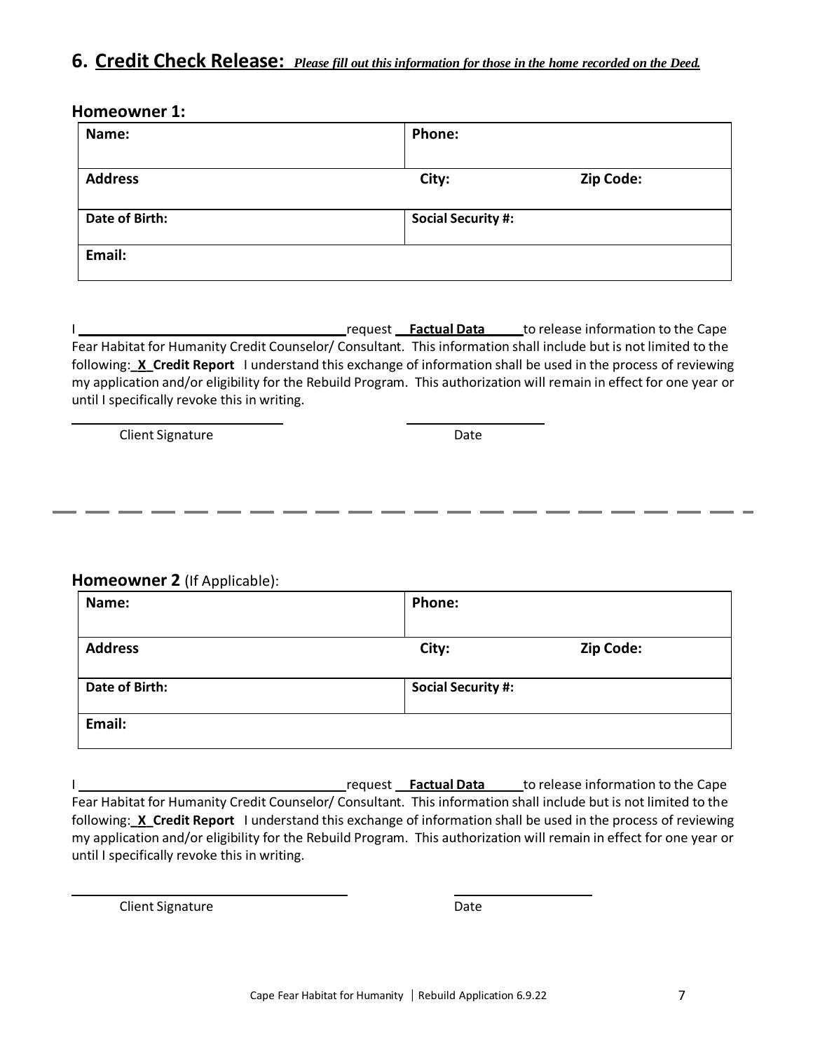## 6. Credit Check Release: *Please fill out this information for those in the home recorded on the Deed.*

### Homeowner 1:

| Name: | Phone: | |
|---|---|---|
| **Address** | **City:** | **Zip Code:** |
| **Date of Birth:** | **Social Security #:** | |
| **Email:** | | |

I \_\_\_\_\_\_\_\_\_\_\_\_\_\_\_\_\_\_\_\_\_\_\_\_\_\_\_\_\_\_\_\_\_\_\_\_ request \_\_**Factual Data**\_\_\_\_\_ to release information to the Cape Fear Habitat for Humanity Credit Counselor/ Consultant. This information shall include but is not limited to the following: \_**X**\_ **Credit Report** I understand this exchange of information shall be used in the process of reviewing my application and/or eligibility for the Rebuild Program. This authorization will remain in effect for one year or until I specifically revoke this in writing.

\_\_\_\_\_\_\_\_\_\_\_\_\_\_\_\_\_\_\_\_\_\_\_\_\_\_\_\_ \_\_\_\_\_\_\_\_\_\_\_\_\_\_\_\_\_\_\_\_

Client Signature Date

---

### Homeowner 2 (If Applicable):

| Name: | Phone: | |
|---|---|---|
| **Address** | **City:** | **Zip Code:** |
| **Date of Birth:** | **Social Security #:** | |
| **Email:** | | |

I \_\_\_\_\_\_\_\_\_\_\_\_\_\_\_\_\_\_\_\_\_\_\_\_\_\_\_\_\_\_\_\_\_\_\_\_ request \_\_**Factual Data**\_\_\_\_\_ to release information to the Cape Fear Habitat for Humanity Credit Counselor/ Consultant. This information shall include but is not limited to the following: \_**X**\_ **Credit Report** I understand this exchange of information shall be used in the process of reviewing my application and/or eligibility for the Rebuild Program. This authorization will remain in effect for one year or until I specifically revoke this in writing.

\_\_\_\_\_\_\_\_\_\_\_\_\_\_\_\_\_\_\_\_\_\_\_\_\_\_\_\_\_\_\_\_\_\_\_\_ \_\_\_\_\_\_\_\_\_\_\_\_\_\_\_\_\_\_\_\_

Client Signature Date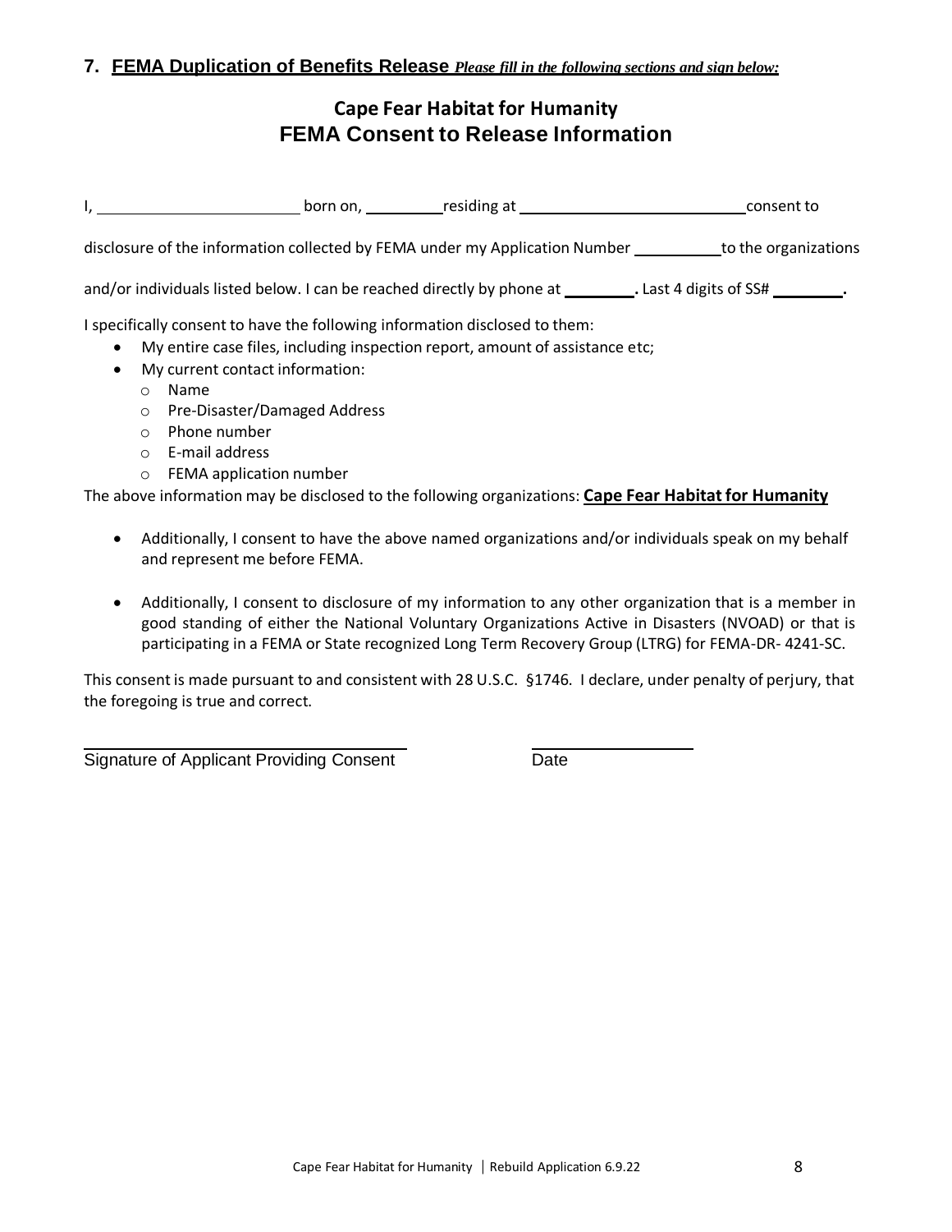## 7. FEMA Duplication of Benefits Release *Please fill in the following sections and sign below:*

# Cape Fear Habitat for Humanity
# FEMA Consent to Release Information

I, ______________________ born on, _________ residing at ___________________________ consent to disclosure of the information collected by FEMA under my Application Number __________ to the organizations and/or individuals listed below. I can be reached directly by phone at ________. Last 4 digits of SS# ________.

I specifically consent to have the following information disclosed to them:

- My entire case files, including inspection report, amount of assistance etc;
- My current contact information:
  - Name
  - Pre-Disaster/Damaged Address
  - Phone number
  - E-mail address
  - FEMA application number

The above information may be disclosed to the following organizations: **Cape Fear Habitat for Humanity**

- Additionally, I consent to have the above named organizations and/or individuals speak on my behalf and represent me before FEMA.
- Additionally, I consent to disclosure of my information to any other organization that is a member in good standing of either the National Voluntary Organizations Active in Disasters (NVOAD) or that is participating in a FEMA or State recognized Long Term Recovery Group (LTRG) for FEMA-DR- 4241-SC.

This consent is made pursuant to and consistent with 28 U.S.C. §1746. I declare, under penalty of perjury, that the foregoing is true and correct.

___________________________________ ________________
Signature of Applicant Providing Consent Date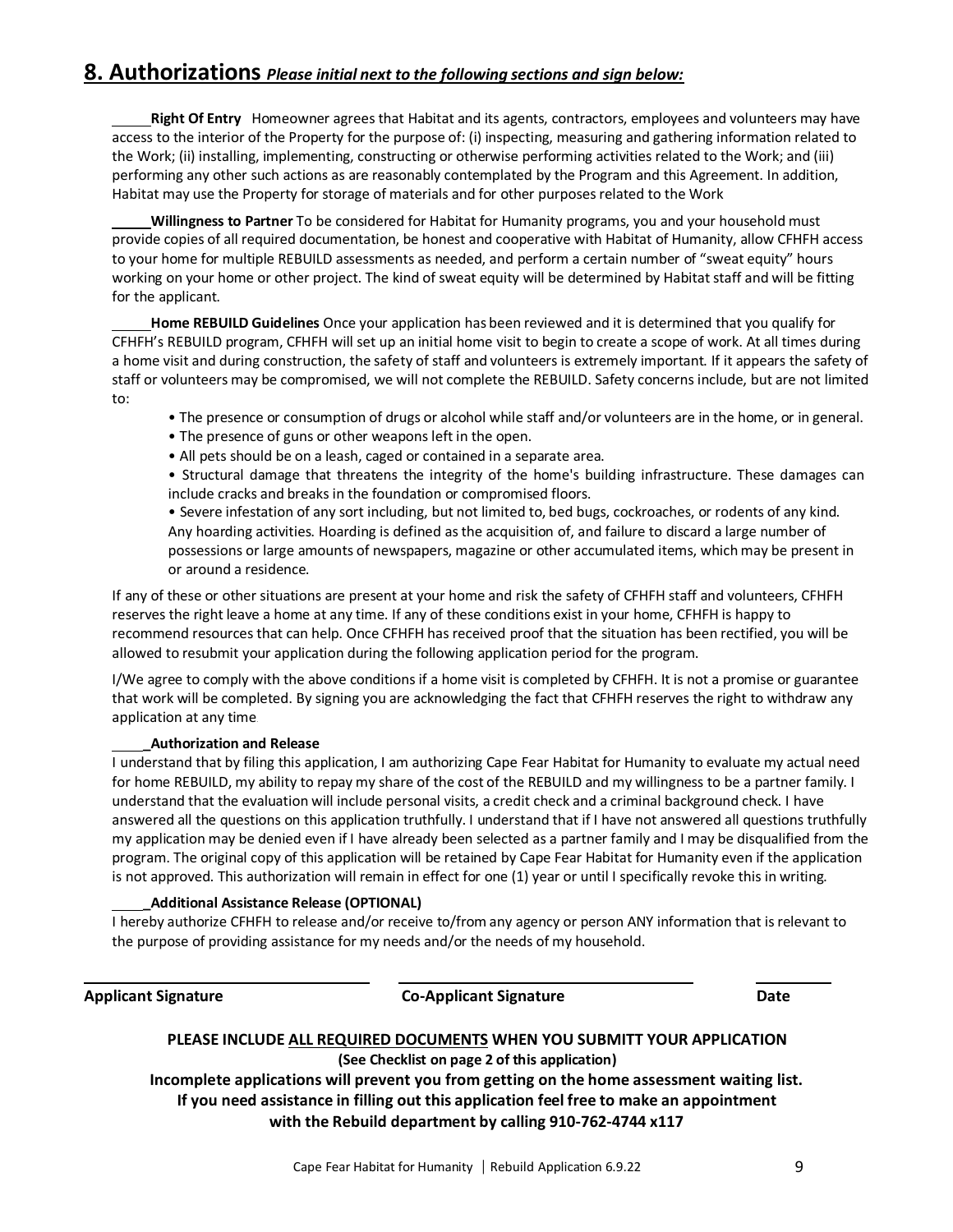## 8. Authorizations *Please initial next to the following sections and sign below:*

_____**Right Of Entry** Homeowner agrees that Habitat and its agents, contractors, employees and volunteers may have access to the interior of the Property for the purpose of: (i) inspecting, measuring and gathering information related to the Work; (ii) installing, implementing, constructing or otherwise performing activities related to the Work; and (iii) performing any other such actions as are reasonably contemplated by the Program and this Agreement. In addition, Habitat may use the Property for storage of materials and for other purposes related to the Work

_____**Willingness to Partner** To be considered for Habitat for Humanity programs, you and your household must provide copies of all required documentation, be honest and cooperative with Habitat of Humanity, allow CFHFH access to your home for multiple REBUILD assessments as needed, and perform a certain number of "sweat equity" hours working on your home or other project. The kind of sweat equity will be determined by Habitat staff and will be fitting for the applicant.

_____**Home REBUILD Guidelines** Once your application has been reviewed and it is determined that you qualify for CFHFH's REBUILD program, CFHFH will set up an initial home visit to begin to create a scope of work. At all times during a home visit and during construction, the safety of staff and volunteers is extremely important. If it appears the safety of staff or volunteers may be compromised, we will not complete the REBUILD. Safety concerns include, but are not limited to:

- The presence or consumption of drugs or alcohol while staff and/or volunteers are in the home, or in general.
- The presence of guns or other weapons left in the open.
- All pets should be on a leash, caged or contained in a separate area.
- Structural damage that threatens the integrity of the home's building infrastructure. These damages can include cracks and breaks in the foundation or compromised floors.
- Severe infestation of any sort including, but not limited to, bed bugs, cockroaches, or rodents of any kind. Any hoarding activities. Hoarding is defined as the acquisition of, and failure to discard a large number of possessions or large amounts of newspapers, magazine or other accumulated items, which may be present in or around a residence.

If any of these or other situations are present at your home and risk the safety of CFHFH staff and volunteers, CFHFH reserves the right leave a home at any time. If any of these conditions exist in your home, CFHFH is happy to recommend resources that can help. Once CFHFH has received proof that the situation has been rectified, you will be allowed to resubmit your application during the following application period for the program.

I/We agree to comply with the above conditions if a home visit is completed by CFHFH. It is not a promise or guarantee that work will be completed. By signing you are acknowledging the fact that CFHFH reserves the right to withdraw any application at any time.

_____**Authorization and Release**
I understand that by filing this application, I am authorizing Cape Fear Habitat for Humanity to evaluate my actual need for home REBUILD, my ability to repay my share of the cost of the REBUILD and my willingness to be a partner family. I understand that the evaluation will include personal visits, a credit check and a criminal background check. I have answered all the questions on this application truthfully. I understand that if I have not answered all questions truthfully my application may be denied even if I have already been selected as a partner family and I may be disqualified from the program. The original copy of this application will be retained by Cape Fear Habitat for Humanity even if the application is not approved. This authorization will remain in effect for one (1) year or until I specifically revoke this in writing.

_____**Additional Assistance Release (OPTIONAL)**
I hereby authorize CFHFH to release and/or receive to/from any agency or person ANY information that is relevant to the purpose of providing assistance for my needs and/or the needs of my household.

| **Applicant Signature** | **Co-Applicant Signature** | **Date** |
|---|---|---|
| | | |

**PLEASE INCLUDE ALL REQUIRED DOCUMENTS WHEN YOU SUBMITT YOUR APPLICATION**
**(See Checklist on page 2 of this application)**
**Incomplete applications will prevent you from getting on the home assessment waiting list.**
**If you need assistance in filling out this application feel free to make an appointment with the Rebuild department by calling 910-762-4744 x117**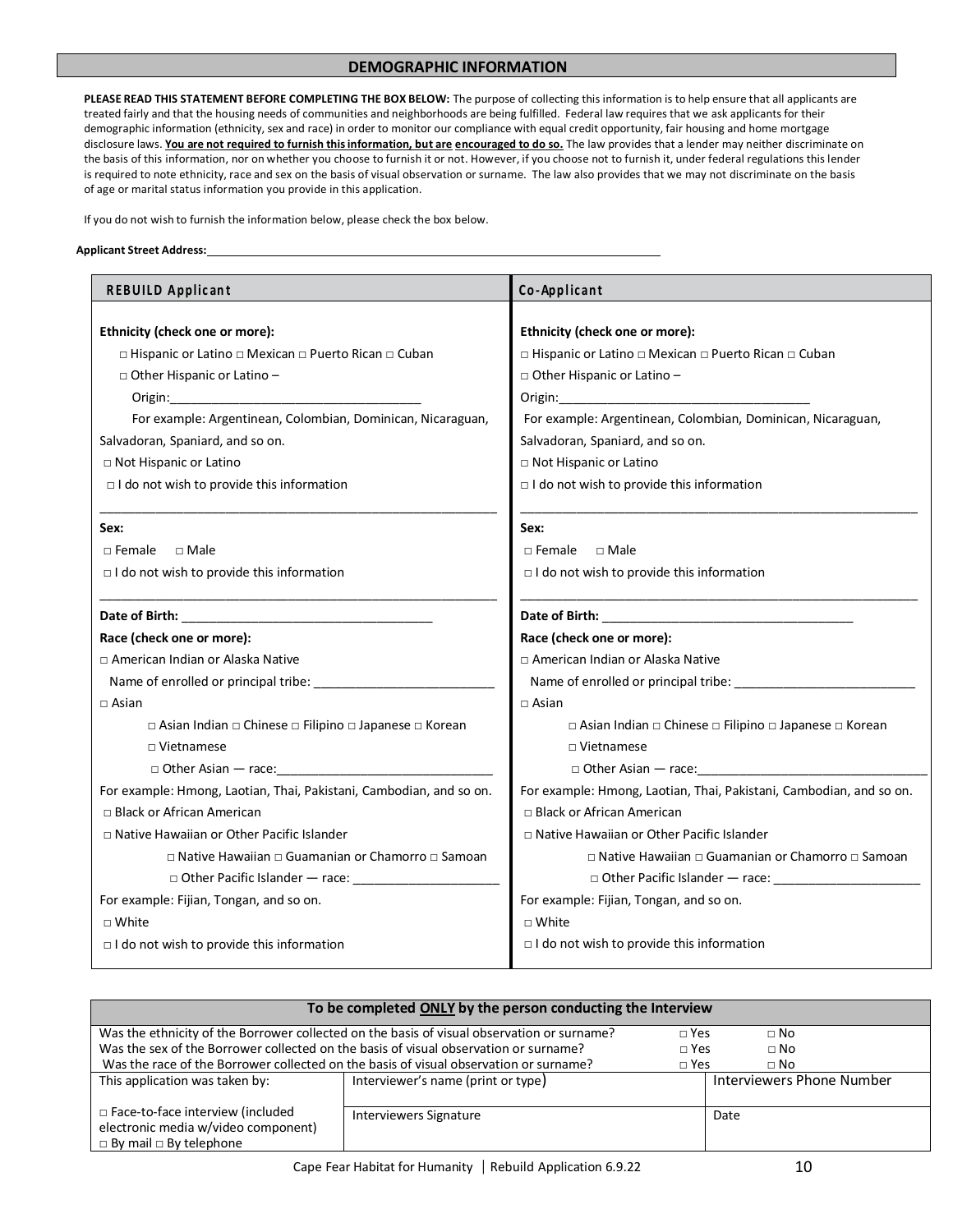## DEMOGRAPHIC INFORMATION

**PLEASE READ THIS STATEMENT BEFORE COMPLETING THE BOX BELOW:** The purpose of collecting this information is to help ensure that all applicants are treated fairly and that the housing needs of communities and neighborhoods are being fulfilled. Federal law requires that we ask applicants for their demographic information (ethnicity, sex and race) in order to monitor our compliance with equal credit opportunity, fair housing and home mortgage disclosure laws. **<u>You are not required to furnish this information, but are encouraged to do so.</u>** The law provides that a lender may neither discriminate on the basis of this information, nor on whether you choose to furnish it or not. However, if you choose not to furnish it, under federal regulations this lender is required to note ethnicity, race and sex on the basis of visual observation or surname. The law also provides that we may not discriminate on the basis of age or marital status information you provide in this application.

If you do not wish to furnish the information below, please check the box below.

**Applicant Street Address:**___________________________________________________________________________

| REBUILD Applicant | Co-Applicant |
|---|---|
| **Ethnicity (check one or more):**<br>□ Hispanic or Latino □ Mexican □ Puerto Rican □ Cuban<br>□ Other Hispanic or Latino –<br>Origin:___________________________________<br>For example: Argentinean, Colombian, Dominican, Nicaraguan, Salvadoran, Spaniard, and so on.<br>□ Not Hispanic or Latino<br>□ I do not wish to provide this information | **Ethnicity (check one or more):**<br>□ Hispanic or Latino □ Mexican □ Puerto Rican □ Cuban<br>□ Other Hispanic or Latino –<br>Origin:___________________________________<br>For example: Argentinean, Colombian, Dominican, Nicaraguan, Salvadoran, Spaniard, and so on.<br>□ Not Hispanic or Latino<br>□ I do not wish to provide this information |
| **Sex:**<br>□ Female □ Male<br>□ I do not wish to provide this information | **Sex:**<br>□ Female □ Male<br>□ I do not wish to provide this information |
| **Date of Birth:** ___________________________________<br>**Race (check one or more):**<br>□ American Indian or Alaska Native<br>Name of enrolled or principal tribe: __________________________<br>□ Asian<br>□ Asian Indian □ Chinese □ Filipino □ Japanese □ Korean<br>□ Vietnamese<br>□ Other Asian — race:_______________________________<br>For example: Hmong, Laotian, Thai, Pakistani, Cambodian, and so on.<br>□ Black or African American<br>□ Native Hawaiian or Other Pacific Islander<br>□ Native Hawaiian □ Guamanian or Chamorro □ Samoan<br>□ Other Pacific Islander — race: ____________________<br>For example: Fijian, Tongan, and so on.<br>□ White<br>□ I do not wish to provide this information | **Date of Birth:** ___________________________________<br>**Race (check one or more):**<br>□ American Indian or Alaska Native<br>Name of enrolled or principal tribe: __________________________<br>□ Asian<br>□ Asian Indian □ Chinese □ Filipino □ Japanese □ Korean<br>□ Vietnamese<br>□ Other Asian — race:_________________________________<br>For example: Hmong, Laotian, Thai, Pakistani, Cambodian, and so on.<br>□ Black or African American<br>□ Native Hawaiian or Other Pacific Islander<br>□ Native Hawaiian □ Guamanian or Chamorro □ Samoan<br>□ Other Pacific Islander — race: ____________________<br>For example: Fijian, Tongan, and so on.<br>□ White<br>□ I do not wish to provide this information |

| To be completed <u>ONLY</u> by the person conducting the Interview | | |
|---|---|---|
| Was the ethnicity of the Borrower collected on the basis of visual observation or surname? □ Yes □ No<br>Was the sex of the Borrower collected on the basis of visual observation or surname? □ Yes □ No<br>Was the race of the Borrower collected on the basis of visual observation or surname? □ Yes □ No | | |
| This application was taken by: | Interviewer's name (print or type) | Interviewers Phone Number |
| □ Face-to-face interview (included electronic media w/video component)<br>□ By mail □ By telephone | Interviewers Signature | Date |

Cape Fear Habitat for Humanity | Rebuild Application 6.9.22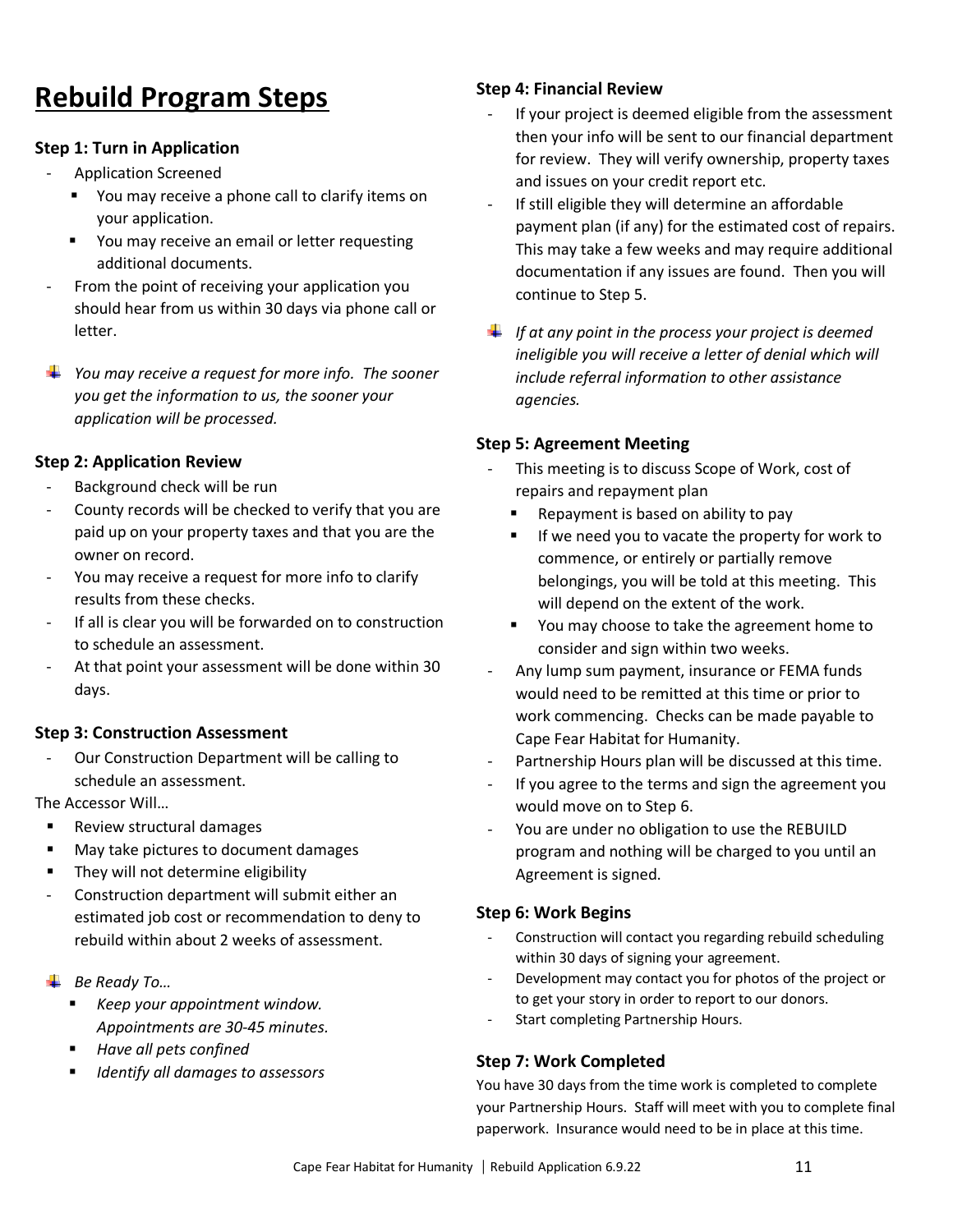# Rebuild Program Steps

### Step 1: Turn in Application

- Application Screened
  - You may receive a phone call to clarify items on your application.
  - You may receive an email or letter requesting additional documents.
- From the point of receiving your application you should hear from us within 30 days via phone call or letter.

*You may receive a request for more info. The sooner you get the information to us, the sooner your application will be processed.*

### Step 2: Application Review

- Background check will be run
- County records will be checked to verify that you are paid up on your property taxes and that you are the owner on record.
- You may receive a request for more info to clarify results from these checks.
- If all is clear you will be forwarded on to construction to schedule an assessment.
- At that point your assessment will be done within 30 days.

### Step 3: Construction Assessment

- Our Construction Department will be calling to schedule an assessment.

The Accessor Will…

- Review structural damages
- May take pictures to document damages
- They will not determine eligibility

- Construction department will submit either an estimated job cost or recommendation to deny to rebuild within about 2 weeks of assessment.

*Be Ready To…*

- *Keep your appointment window. Appointments are 30-45 minutes.*
- *Have all pets confined*
- *Identify all damages to assessors*

### Step 4: Financial Review

- If your project is deemed eligible from the assessment then your info will be sent to our financial department for review. They will verify ownership, property taxes and issues on your credit report etc.
- If still eligible they will determine an affordable payment plan (if any) for the estimated cost of repairs. This may take a few weeks and may require additional documentation if any issues are found. Then you will continue to Step 5.

*If at any point in the process your project is deemed ineligible you will receive a letter of denial which will include referral information to other assistance agencies.*

### Step 5: Agreement Meeting

- This meeting is to discuss Scope of Work, cost of repairs and repayment plan
  - Repayment is based on ability to pay
  - If we need you to vacate the property for work to commence, or entirely or partially remove belongings, you will be told at this meeting. This will depend on the extent of the work.
  - You may choose to take the agreement home to consider and sign within two weeks.
- Any lump sum payment, insurance or FEMA funds would need to be remitted at this time or prior to work commencing. Checks can be made payable to Cape Fear Habitat for Humanity.
- Partnership Hours plan will be discussed at this time.
- If you agree to the terms and sign the agreement you would move on to Step 6.
- You are under no obligation to use the REBUILD program and nothing will be charged to you until an Agreement is signed.

### Step 6: Work Begins

- Construction will contact you regarding rebuild scheduling within 30 days of signing your agreement.
- Development may contact you for photos of the project or to get your story in order to report to our donors.
- Start completing Partnership Hours.

### Step 7: Work Completed

You have 30 days from the time work is completed to complete your Partnership Hours. Staff will meet with you to complete final paperwork. Insurance would need to be in place at this time.